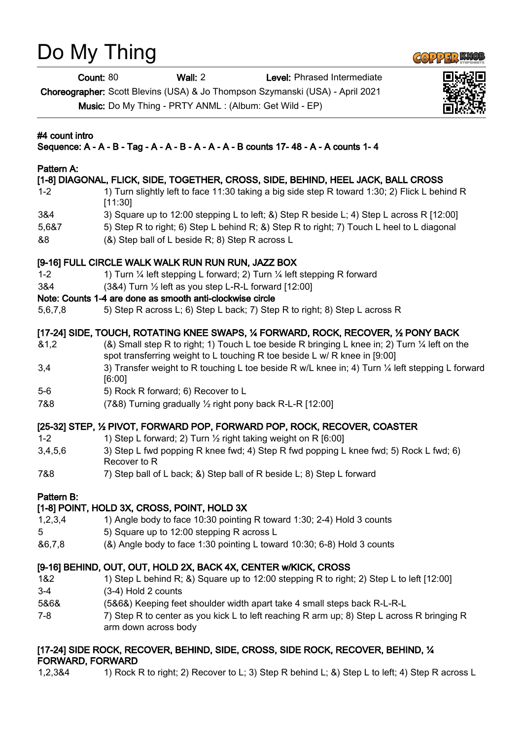# Do My Thing

**Count:** 80 **Wall:** 2 **Level:** Phrased Intermediate

**Choreographer:** Scott Blevins (USA) & Jo Thompson Szymanski (USA) - April 2021

**Music:** Do My Thing - PRTY ANML : (Album: Get Wild - EP)

**#4 count intro**

**Sequence: A - A - B - Tag - A - A - B - A - A - A - B counts 17- 48 - A - A counts 1- 4**

**Pattern A:**

**[1-8] DIAGONAL, FLICK, SIDE, TOGETHER, CROSS, SIDE, BEHIND, HEEL JACK, BALL CROSS**

| | |
|---|---|
| 1-2 | 1) Turn slightly left to face 11:30 taking a big side step R toward 1:30; 2) Flick L behind R [11:30] |
| 3&4 | 3) Square up to 12:00 stepping L to left; &) Step R beside L; 4) Step L across R [12:00] |
| 5,6&7 | 5) Step R to right; 6) Step L behind R; &) Step R to right; 7) Touch L heel to L diagonal |
| &8 | (&) Step ball of L beside R; 8) Step R across L |

**[9-16] FULL CIRCLE WALK WALK RUN RUN RUN, JAZZ BOX**

| | |
|---|---|
| 1-2 | 1) Turn ¼ left stepping L forward; 2) Turn ¼ left stepping R forward |
| 3&4 | (3&4) Turn ½ left as you step L-R-L forward [12:00] |

**Note: Counts 1-4 are done as smooth anti-clockwise circle**

| | |
|---|---|
| 5,6,7,8 | 5) Step R across L; 6) Step L back; 7) Step R to right; 8) Step L across R |

**[17-24] SIDE, TOUCH, ROTATING KNEE SWAPS, ¼ FORWARD, ROCK, RECOVER, ½ PONY BACK**

| | |
|---|---|
| &1,2 | (&) Small step R to right; 1) Touch L toe beside R bringing L knee in; 2) Turn ¼ left on the spot transferring weight to L touching R toe beside L w/ R knee in [9:00] |
| 3,4 | 3) Transfer weight to R touching L toe beside R w/L knee in; 4) Turn ¼ left stepping L forward [6:00] |
| 5-6 | 5) Rock R forward; 6) Recover to L |
| 7&8 | (7&8) Turning gradually ½ right pony back R-L-R [12:00] |

**[25-32] STEP, ½ PIVOT, FORWARD POP, FORWARD POP, ROCK, RECOVER, COASTER**

| | |
|---|---|
| 1-2 | 1) Step L forward; 2) Turn ½ right taking weight on R [6:00] |
| 3,4,5,6 | 3) Step L fwd popping R knee fwd; 4) Step R fwd popping L knee fwd; 5) Rock L fwd; 6) Recover to R |
| 7&8 | 7) Step ball of L back; &) Step ball of R beside L; 8) Step L forward |

**Pattern B:**

**[1-8] POINT, HOLD 3X, CROSS, POINT, HOLD 3X**

| | |
|---|---|
| 1,2,3,4 | 1) Angle body to face 10:30 pointing R toward 1:30; 2-4) Hold 3 counts |
| 5 | 5) Square up to 12:00 stepping R across L |
| &6,7,8 | (&) Angle body to face 1:30 pointing L toward 10:30; 6-8) Hold 3 counts |

**[9-16] BEHIND, OUT, OUT, HOLD 2X, BACK 4X, CENTER w/KICK, CROSS**

| | |
|---|---|
| 1&2 | 1) Step L behind R; &) Square up to 12:00 stepping R to right; 2) Step L to left [12:00] |
| 3-4 | (3-4) Hold 2 counts |
| 5&6& | (5&6&) Keeping feet shoulder width apart take 4 small steps back R-L-R-L |
| 7-8 | 7) Step R to center as you kick L to left reaching R arm up; 8) Step L across R bringing R arm down across body |

**[17-24] SIDE ROCK, RECOVER, BEHIND, SIDE, CROSS, SIDE ROCK, RECOVER, BEHIND, ¼ FORWARD, FORWARD**

| | |
|---|---|
| 1,2,3&4 | 1) Rock R to right; 2) Recover to L; 3) Step R behind L; &) Step L to left; 4) Step R across L |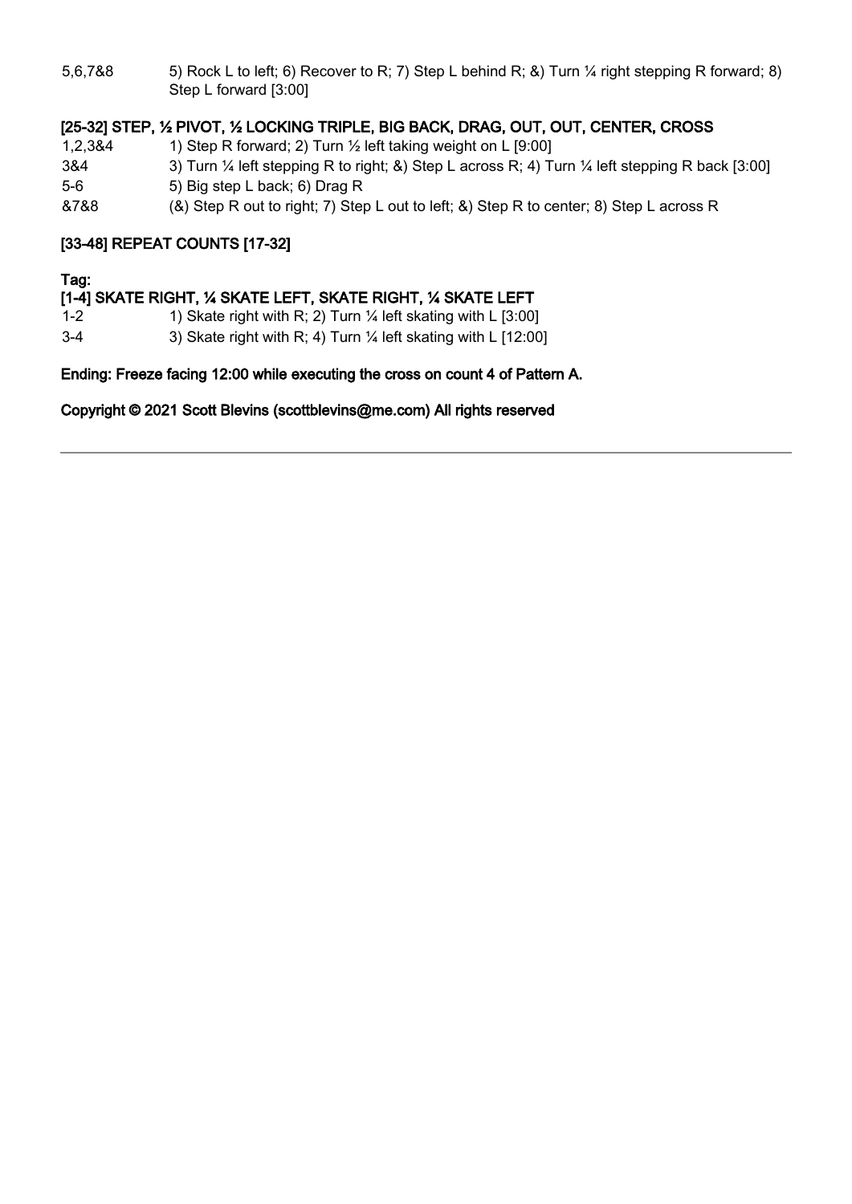5,6,7&8 5) Rock L to left; 6) Recover to R; 7) Step L behind R; &) Turn ¼ right stepping R forward; 8) Step L forward [3:00]

### [25-32] STEP, ½ PIVOT, ½ LOCKING TRIPLE, BIG BACK, DRAG, OUT, OUT, CENTER, CROSS

| | |
|---|---|
| 1,2,3&4 | 1) Step R forward; 2) Turn ½ left taking weight on L [9:00] |
| 3&4 | 3) Turn ¼ left stepping R to right; &) Step L across R; 4) Turn ¼ left stepping R back [3:00] |
| 5-6 | 5) Big step L back; 6) Drag R |
| &7&8 | (&) Step R out to right; 7) Step L out to left; &) Step R to center; 8) Step L across R |

### [33-48] REPEAT COUNTS [17-32]

### Tag:
### [1-4] SKATE RIGHT, ¼ SKATE LEFT, SKATE RIGHT, ¼ SKATE LEFT

| | |
|---|---|
| 1-2 | 1) Skate right with R; 2) Turn ¼ left skating with L [3:00] |
| 3-4 | 3) Skate right with R; 4) Turn ¼ left skating with L [12:00] |

**Ending: Freeze facing 12:00 while executing the cross on count 4 of Pattern A.**

**Copyright © 2021 Scott Blevins (scottblevins@me.com) All rights reserved**